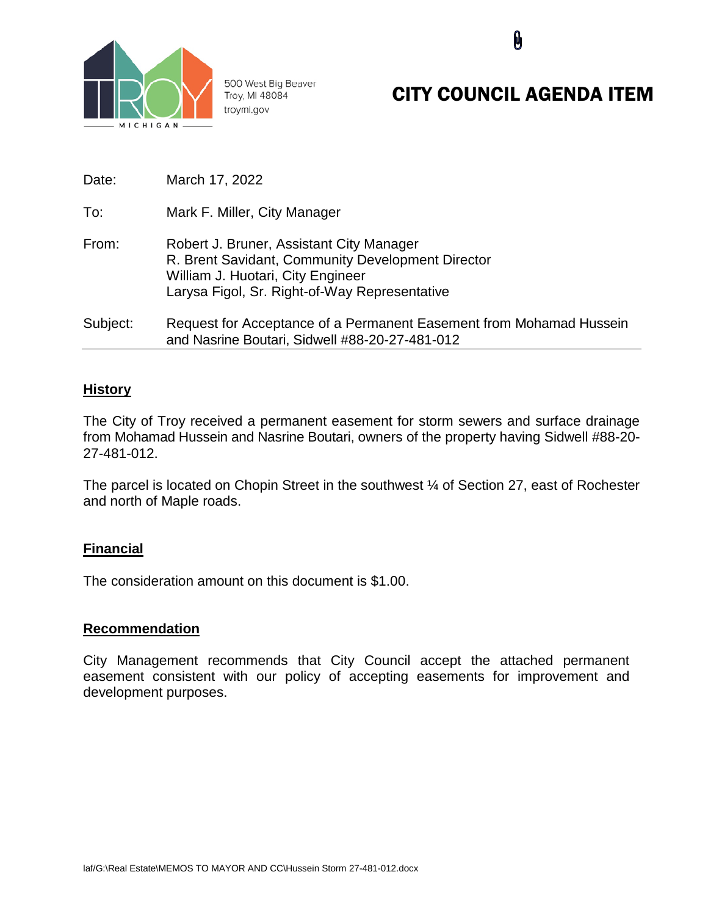500 West Big Beaver
Troy, MI 48084
troymi.gov

# CITY COUNCIL AGENDA ITEM

Date: March 17, 2022

To: Mark F. Miller, City Manager

From: Robert J. Bruner, Assistant City Manager
R. Brent Savidant, Community Development Director
William J. Huotari, City Engineer
Larysa Figol, Sr. Right-of-Way Representative

Subject: Request for Acceptance of a Permanent Easement from Mohamad Hussein and Nasrine Boutari, Sidwell #88-20-27-481-012

## History

The City of Troy received a permanent easement for storm sewers and surface drainage from Mohamad Hussein and Nasrine Boutari, owners of the property having Sidwell #88-20-27-481-012.

The parcel is located on Chopin Street in the southwest ¼ of Section 27, east of Rochester and north of Maple roads.

## Financial

The consideration amount on this document is $1.00.

## Recommendation

City Management recommends that City Council accept the attached permanent easement consistent with our policy of accepting easements for improvement and development purposes.

laf/G:\Real Estate\MEMOS TO MAYOR AND CC\Hussein Storm 27-481-012.docx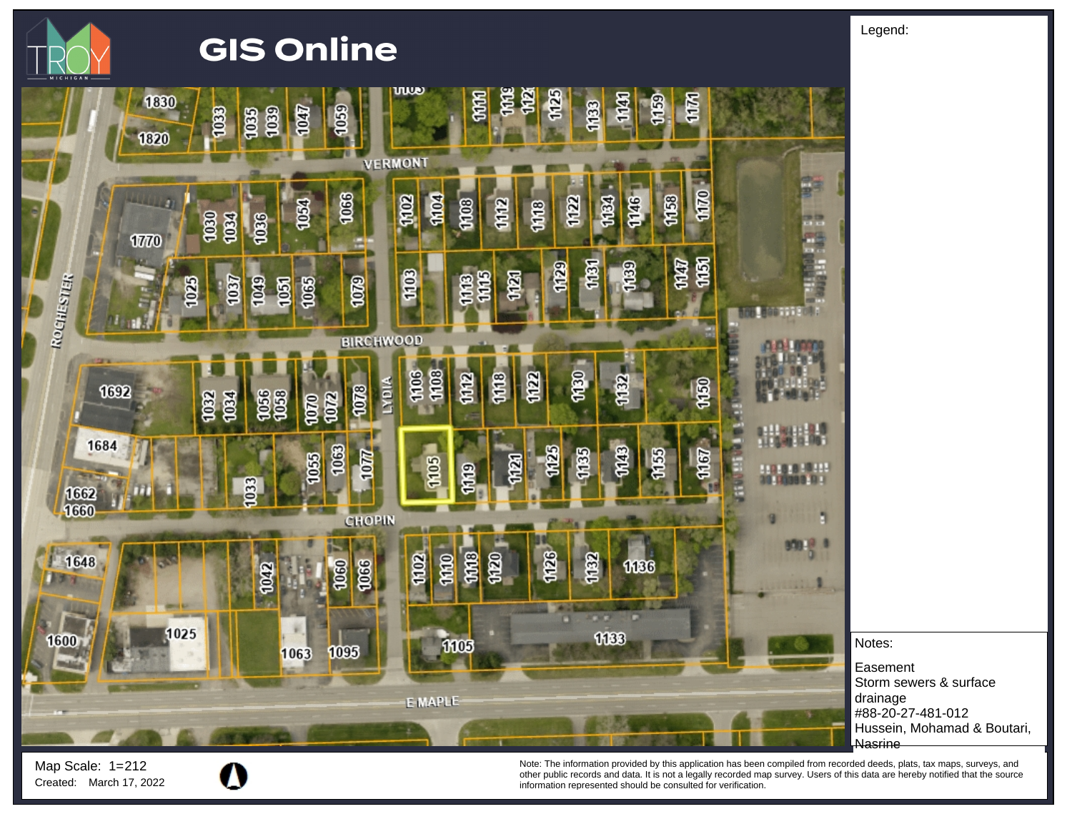# GIS Online

Legend:

Notes:

Easement
Storm sewers & surface drainage
#88-20-27-481-012
Hussein, Mohamad & Boutari, Nasrine

Map Scale: 1=212

Created: March 17, 2022

Note: The information provided by this application has been compiled from recorded deeds, plats, tax maps, surveys, and other public records and data. It is not a legally recorded map survey. Users of this data are hereby notified that the source information represented should be consulted for verification.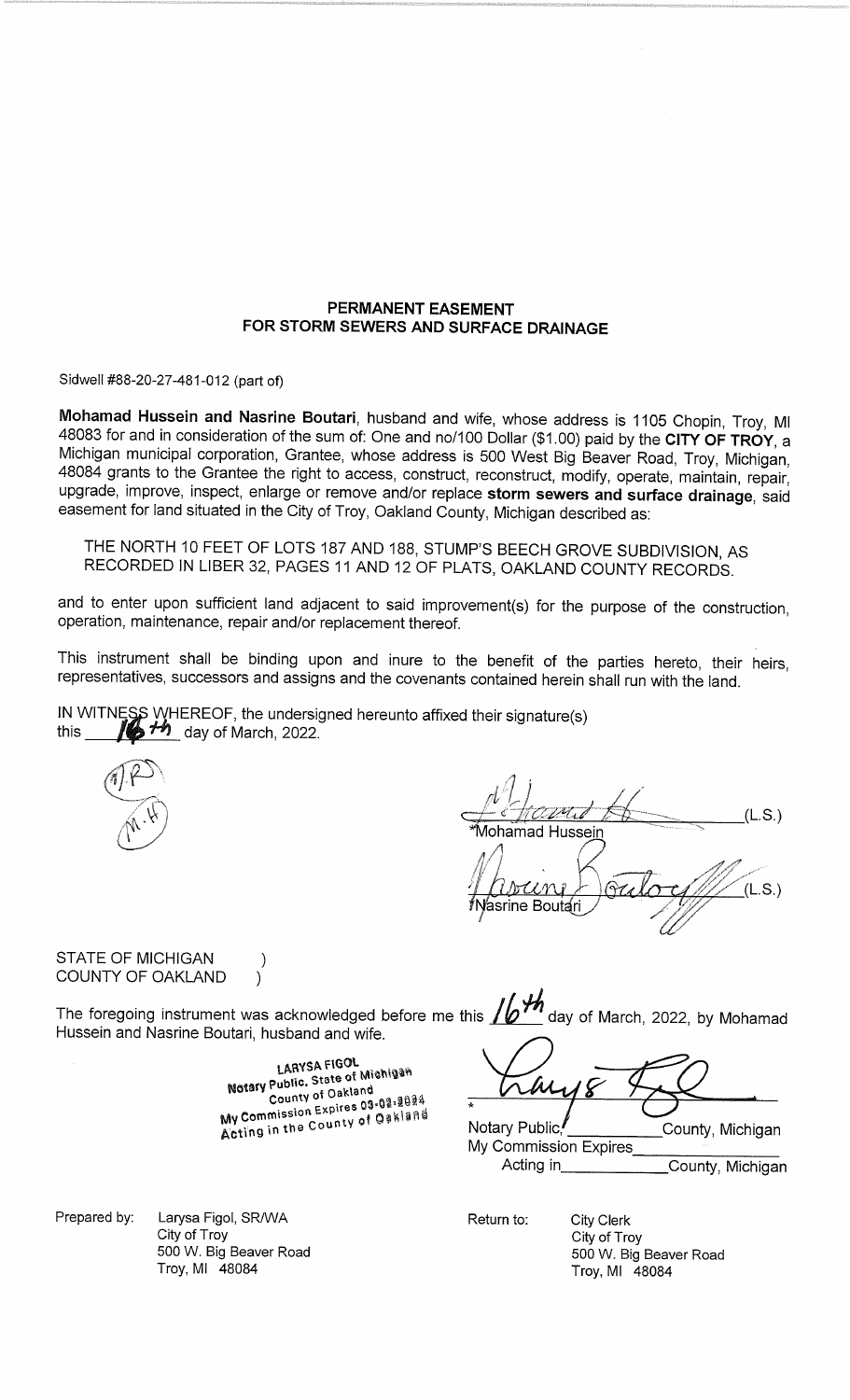# PERMANENT EASEMENT
# FOR STORM SEWERS AND SURFACE DRAINAGE

Sidwell #88-20-27-481-012 (part of)

**Mohamad Hussein and Nasrine Boutari**, husband and wife, whose address is 1105 Chopin, Troy, MI 48083 for and in consideration of the sum of: One and no/100 Dollar ($1.00) paid by the **CITY OF TROY**, a Michigan municipal corporation, Grantee, whose address is 500 West Big Beaver Road, Troy, Michigan, 48084 grants to the Grantee the right to access, construct, reconstruct, modify, operate, maintain, repair, upgrade, improve, inspect, enlarge or remove and/or replace **storm sewers and surface drainage**, said easement for land situated in the City of Troy, Oakland County, Michigan described as:

THE NORTH 10 FEET OF LOTS 187 AND 188, STUMP'S BEECH GROVE SUBDIVISION, AS RECORDED IN LIBER 32, PAGES 11 AND 12 OF PLATS, OAKLAND COUNTY RECORDS.

and to enter upon sufficient land adjacent to said improvement(s) for the purpose of the construction, operation, maintenance, repair and/or replacement thereof.

This instrument shall be binding upon and inure to the benefit of the parties hereto, their heirs, representatives, successors and assigns and the covenants contained herein shall run with the land.

IN WITNESS WHEREOF, the undersigned hereunto affixed their signature(s) this 16th day of March, 2022.

_____________________ (L.S.)
*Mohamad Hussein

_____________________ (L.S.)
*Nasrine Boutari

STATE OF MICHIGAN )
COUNTY OF OAKLAND )

The foregoing instrument was acknowledged before me this 16th day of March, 2022, by Mohamad Hussein and Nasrine Boutari, husband and wife.

LARYSA FIGOL
Notary Public, State of Michigan
County of Oakland
My Commission Expires 03-02-2024
Acting in the County of Oakland

*_____________________
Notary Public, __________ County, Michigan
My Commission Expires __________
Acting in __________ County, Michigan

Prepared by: Larysa Figol, SR/WA
City of Troy
500 W. Big Beaver Road
Troy, MI 48084

Return to: City Clerk
City of Troy
500 W. Big Beaver Road
Troy, MI 48084